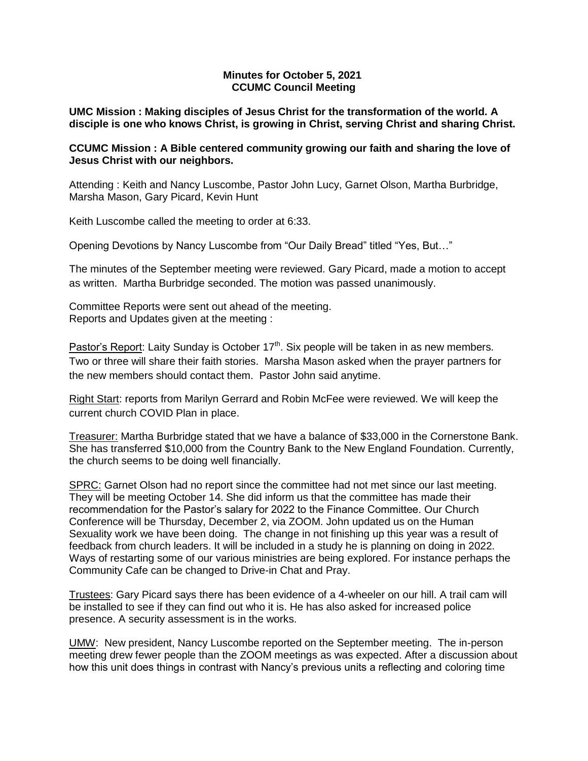**Minutes for October 5, 2021**
**CCUMC Council Meeting**

**UMC Mission : Making disciples of Jesus Christ for the transformation of the world. A disciple is one who knows Christ, is growing in Christ, serving Christ and sharing Christ.**

**CCUMC Mission : A Bible centered community growing our faith and sharing the love of Jesus Christ with our neighbors.**

Attending : Keith and Nancy Luscombe, Pastor John Lucy, Garnet Olson, Martha Burbridge, Marsha Mason, Gary Picard, Kevin Hunt

Keith Luscombe called the meeting to order at 6:33.

Opening Devotions by Nancy Luscombe from "Our Daily Bread" titled "Yes, But…"

The minutes of the September meeting were reviewed. Gary Picard, made a motion to accept as written. Martha Burbridge seconded. The motion was passed unanimously.

Committee Reports were sent out ahead of the meeting.
Reports and Updates given at the meeting :

Pastor's Report: Laity Sunday is October 17th. Six people will be taken in as new members. Two or three will share their faith stories. Marsha Mason asked when the prayer partners for the new members should contact them. Pastor John said anytime.

Right Start: reports from Marilyn Gerrard and Robin McFee were reviewed. We will keep the current church COVID Plan in place.

Treasurer: Martha Burbridge stated that we have a balance of $33,000 in the Cornerstone Bank. She has transferred $10,000 from the Country Bank to the New England Foundation. Currently, the church seems to be doing well financially.

SPRC: Garnet Olson had no report since the committee had not met since our last meeting. They will be meeting October 14. She did inform us that the committee has made their recommendation for the Pastor's salary for 2022 to the Finance Committee. Our Church Conference will be Thursday, December 2, via ZOOM. John updated us on the Human Sexuality work we have been doing. The change in not finishing up this year was a result of feedback from church leaders. It will be included in a study he is planning on doing in 2022. Ways of restarting some of our various ministries are being explored. For instance perhaps the Community Cafe can be changed to Drive-in Chat and Pray.

Trustees: Gary Picard says there has been evidence of a 4-wheeler on our hill. A trail cam will be installed to see if they can find out who it is. He has also asked for increased police presence. A security assessment is in the works.

UMW: New president, Nancy Luscombe reported on the September meeting. The in-person meeting drew fewer people than the ZOOM meetings as was expected. After a discussion about how this unit does things in contrast with Nancy's previous units a reflecting and coloring time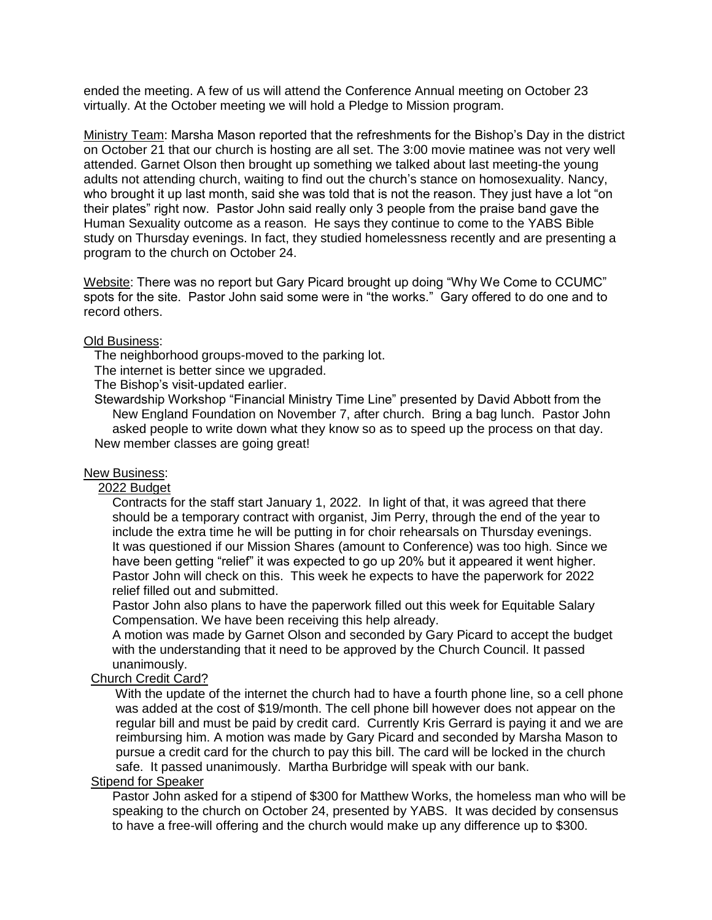ended the meeting. A few of us will attend the Conference Annual meeting on October 23 virtually. At the October meeting we will hold a Pledge to Mission program.

Ministry Team: Marsha Mason reported that the refreshments for the Bishop's Day in the district on October 21 that our church is hosting are all set. The 3:00 movie matinee was not very well attended. Garnet Olson then brought up something we talked about last meeting-the young adults not attending church, waiting to find out the church's stance on homosexuality. Nancy, who brought it up last month, said she was told that is not the reason. They just have a lot "on their plates" right now. Pastor John said really only 3 people from the praise band gave the Human Sexuality outcome as a reason. He says they continue to come to the YABS Bible study on Thursday evenings. In fact, they studied homelessness recently and are presenting a program to the church on October 24.

Website: There was no report but Gary Picard brought up doing "Why We Come to CCUMC" spots for the site. Pastor John said some were in "the works." Gary offered to do one and to record others.

Old Business:

- The neighborhood groups-moved to the parking lot.
- The internet is better since we upgraded.
- The Bishop's visit-updated earlier.
- Stewardship Workshop "Financial Ministry Time Line" presented by David Abbott from the New England Foundation on November 7, after church. Bring a bag lunch. Pastor John asked people to write down what they know so as to speed up the process on that day.
- New member classes are going great!

New Business:

2022 Budget

Contracts for the staff start January 1, 2022. In light of that, it was agreed that there should be a temporary contract with organist, Jim Perry, through the end of the year to include the extra time he will be putting in for choir rehearsals on Thursday evenings.
It was questioned if our Mission Shares (amount to Conference) was too high. Since we have been getting "relief" it was expected to go up 20% but it appeared it went higher. Pastor John will check on this. This week he expects to have the paperwork for 2022 relief filled out and submitted.
Pastor John also plans to have the paperwork filled out this week for Equitable Salary Compensation. We have been receiving this help already.
A motion was made by Garnet Olson and seconded by Gary Picard to accept the budget with the understanding that it need to be approved by the Church Council. It passed unanimously.

Church Credit Card?

With the update of the internet the church had to have a fourth phone line, so a cell phone was added at the cost of \$19/month. The cell phone bill however does not appear on the regular bill and must be paid by credit card. Currently Kris Gerrard is paying it and we are reimbursing him. A motion was made by Gary Picard and seconded by Marsha Mason to pursue a credit card for the church to pay this bill. The card will be locked in the church safe. It passed unanimously. Martha Burbridge will speak with our bank.

Stipend for Speaker

Pastor John asked for a stipend of \$300 for Matthew Works, the homeless man who will be speaking to the church on October 24, presented by YABS. It was decided by consensus to have a free-will offering and the church would make up any difference up to \$300.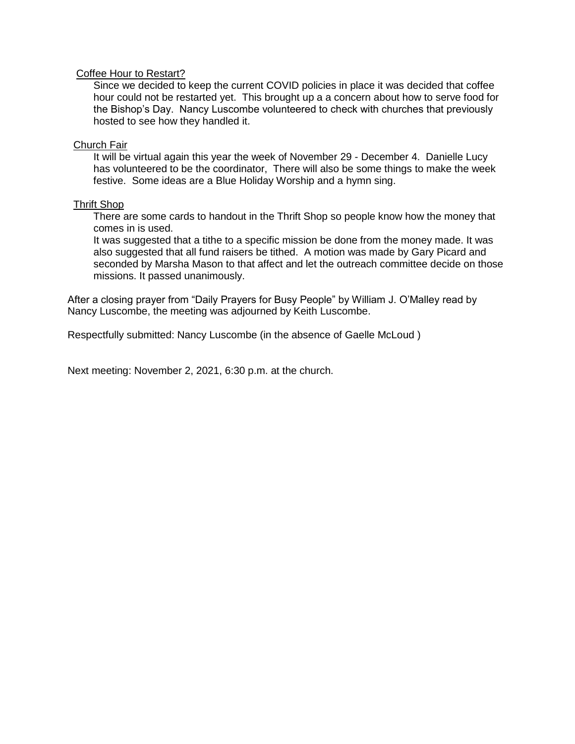Coffee Hour to Restart?

Since we decided to keep the current COVID policies in place it was decided that coffee hour could not be restarted yet. This brought up a a concern about how to serve food for the Bishop's Day. Nancy Luscombe volunteered to check with churches that previously hosted to see how they handled it.

Church Fair

It will be virtual again this year the week of November 29 - December 4. Danielle Lucy has volunteered to be the coordinator, There will also be some things to make the week festive. Some ideas are a Blue Holiday Worship and a hymn sing.

Thrift Shop

There are some cards to handout in the Thrift Shop so people know how the money that comes in is used.

It was suggested that a tithe to a specific mission be done from the money made. It was also suggested that all fund raisers be tithed. A motion was made by Gary Picard and seconded by Marsha Mason to that affect and let the outreach committee decide on those missions. It passed unanimously.

After a closing prayer from "Daily Prayers for Busy People" by William J. O'Malley read by Nancy Luscombe, the meeting was adjourned by Keith Luscombe.

Respectfully submitted: Nancy Luscombe (in the absence of Gaelle McLoud )

Next meeting: November 2, 2021, 6:30 p.m. at the church.